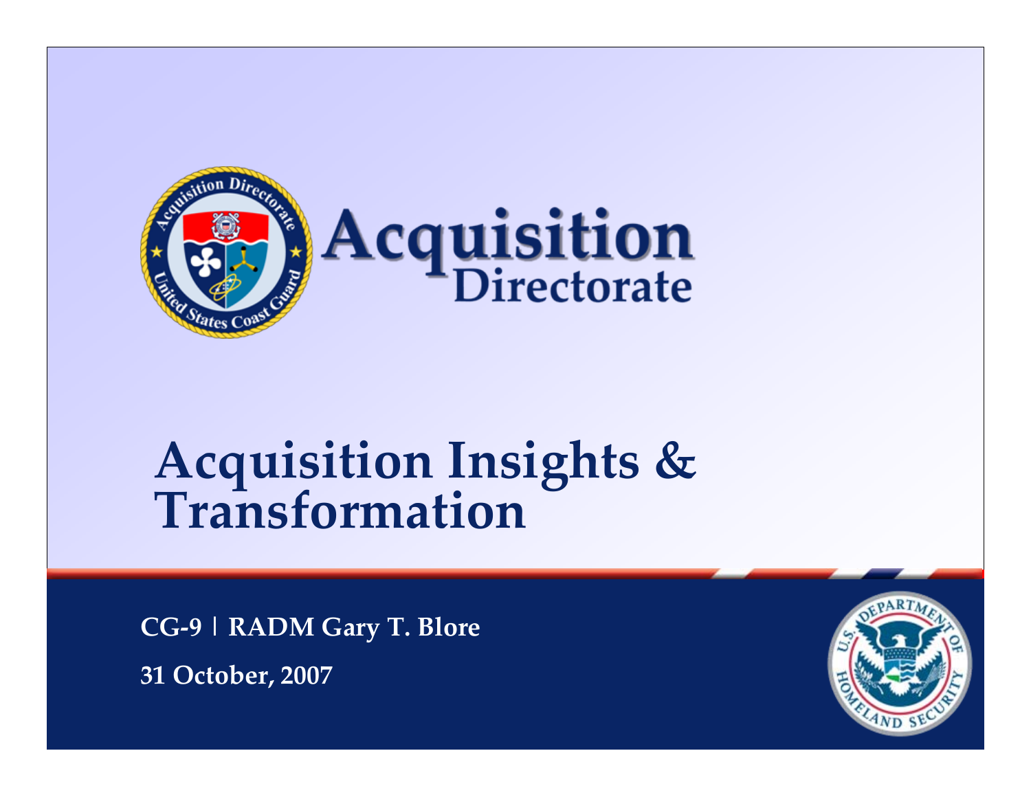Acquisition Directorate

# Acquisition Insights & Transformation

**CG-9 | RADM Gary T. Blore**

**31 October, 2007**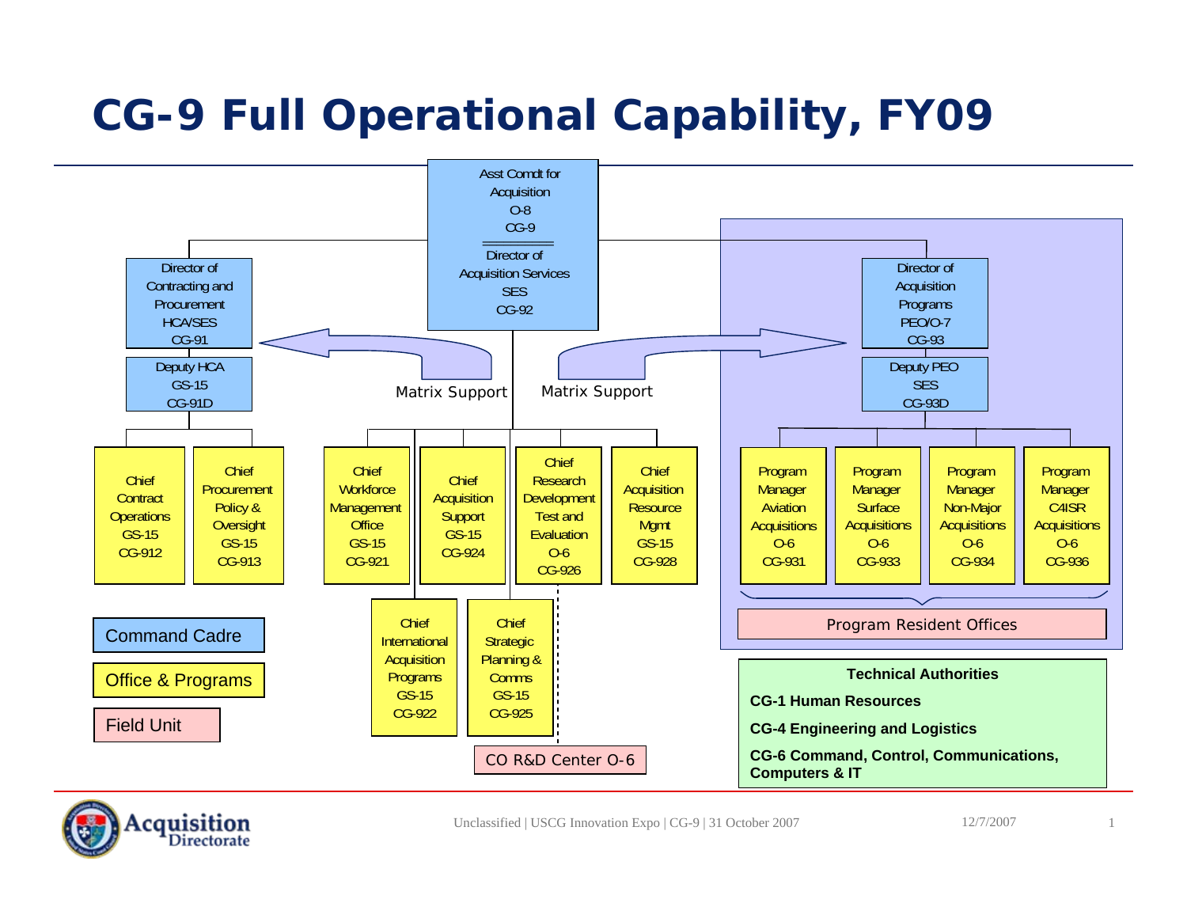# CG-9 Full Operational Capability, FY09

Asst Comdt for Acquisition
O-8
CG-9

Director of Acquisition Services
SES
CG-92

Director of Contracting and Procurement
HCA/SES
CG-91

Deputy HCA
GS-15
CG-91D

Director of Acquisition Programs
PEO/O-7
CG-93

Deputy PEO
SES
CG-93D

Matrix Support

Matrix Support

Chief Contract Operations
GS-15
CG-912

Chief Procurement Policy & Oversight
GS-15
CG-913

Chief Workforce Management Office
GS-15
CG-921

Chief Acquisition Support
GS-15
CG-924

Chief Research Development Test and Evaluation
O-6
CG-926

Chief Acquisition Resource Mgmt
GS-15
CG-928

Chief International Acquisition Programs
GS-15
CG-922

Chief Strategic Planning & Comms
GS-15
CG-925

CO R&D Center O-6

Program Manager Aviation Acquisitions
O-6
CG-931

Program Manager Surface Acquisitions
O-6
CG-933

Program Manager Non-Major Acquisitions
O-6
CG-934

Program Manager C4ISR Acquisitions
O-6
CG-936

Program Resident Offices

Command Cadre

Office & Programs

Field Unit

**Technical Authorities**

**CG-1 Human Resources**

**CG-4 Engineering and Logistics**

**CG-6 Command, Control, Communications, Computers & IT**

Unclassified | USCG Innovation Expo | CG-9 | 31 October 2007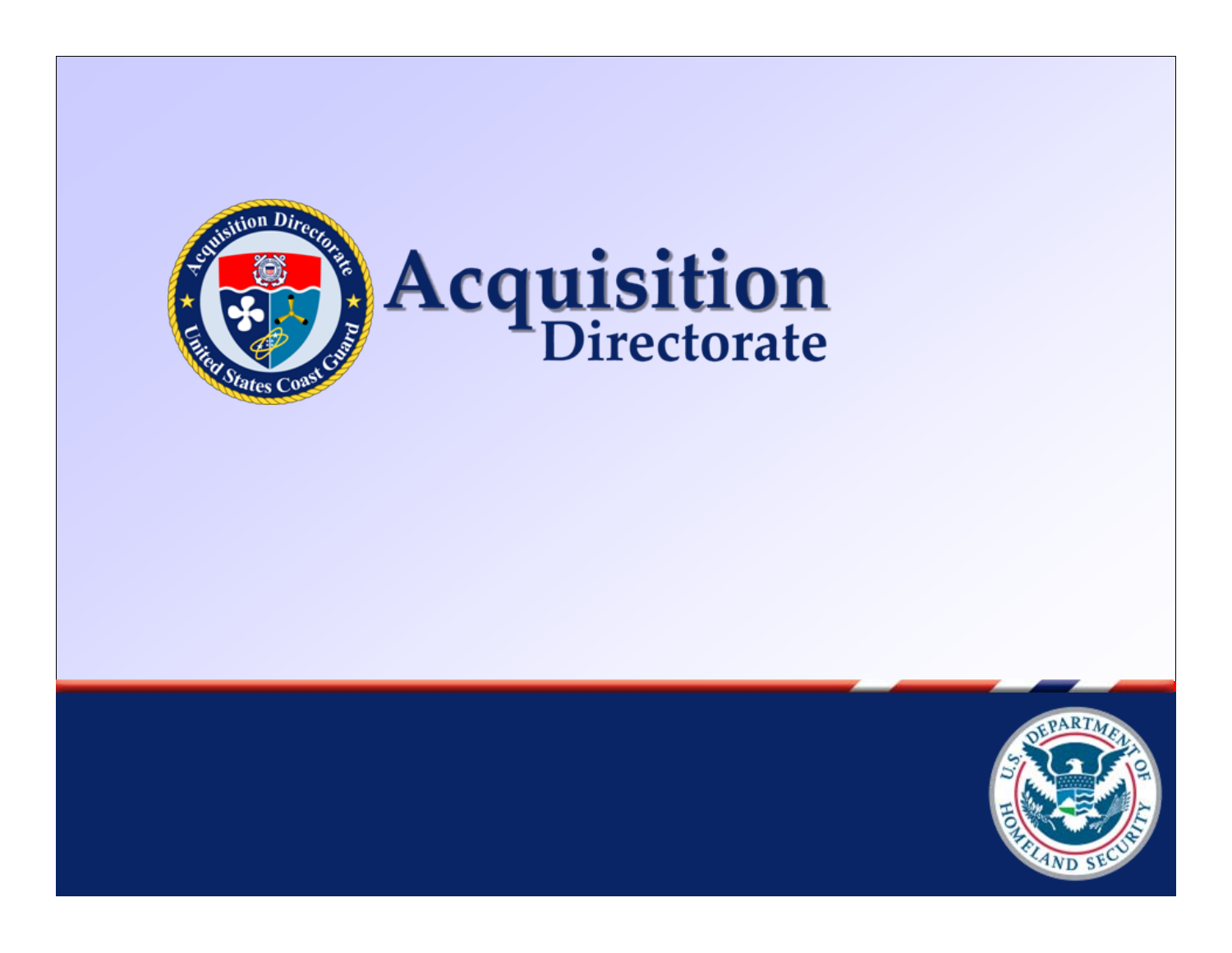# Acquisition Directorate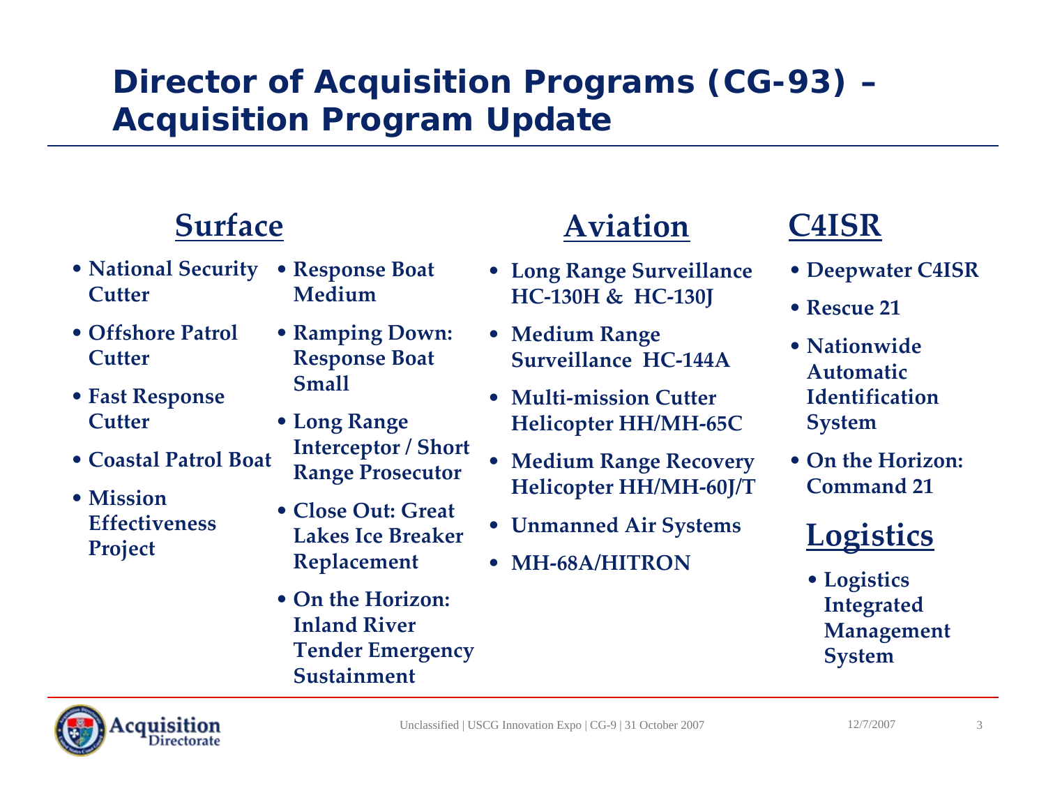# Director of Acquisition Programs (CG-93) – Acquisition Program Update

## Surface

- **National Security Cutter**
- **Offshore Patrol Cutter**
- **Fast Response Cutter**
- **Coastal Patrol Boat**
- **Mission Effectiveness Project**
- **Response Boat Medium**
- **Ramping Down: Response Boat Small**
- **Long Range Interceptor / Short Range Prosecutor**
- **Close Out: Great Lakes Ice Breaker Replacement**
- **On the Horizon: Inland River Tender Emergency Sustainment**

## Aviation

- **Long Range Surveillance HC-130H & HC-130J**
- **Medium Range Surveillance HC-144A**
- **Multi-mission Cutter Helicopter HH/MH-65C**
- **Medium Range Recovery Helicopter HH/MH-60J/T**
- **Unmanned Air Systems**
- **MH-68A/HITRON**

## C4ISR

- **Deepwater C4ISR**
- **Rescue 21**
- **Nationwide Automatic Identification System**
- **On the Horizon: Command 21**

## Logistics

- **Logistics Integrated Management System**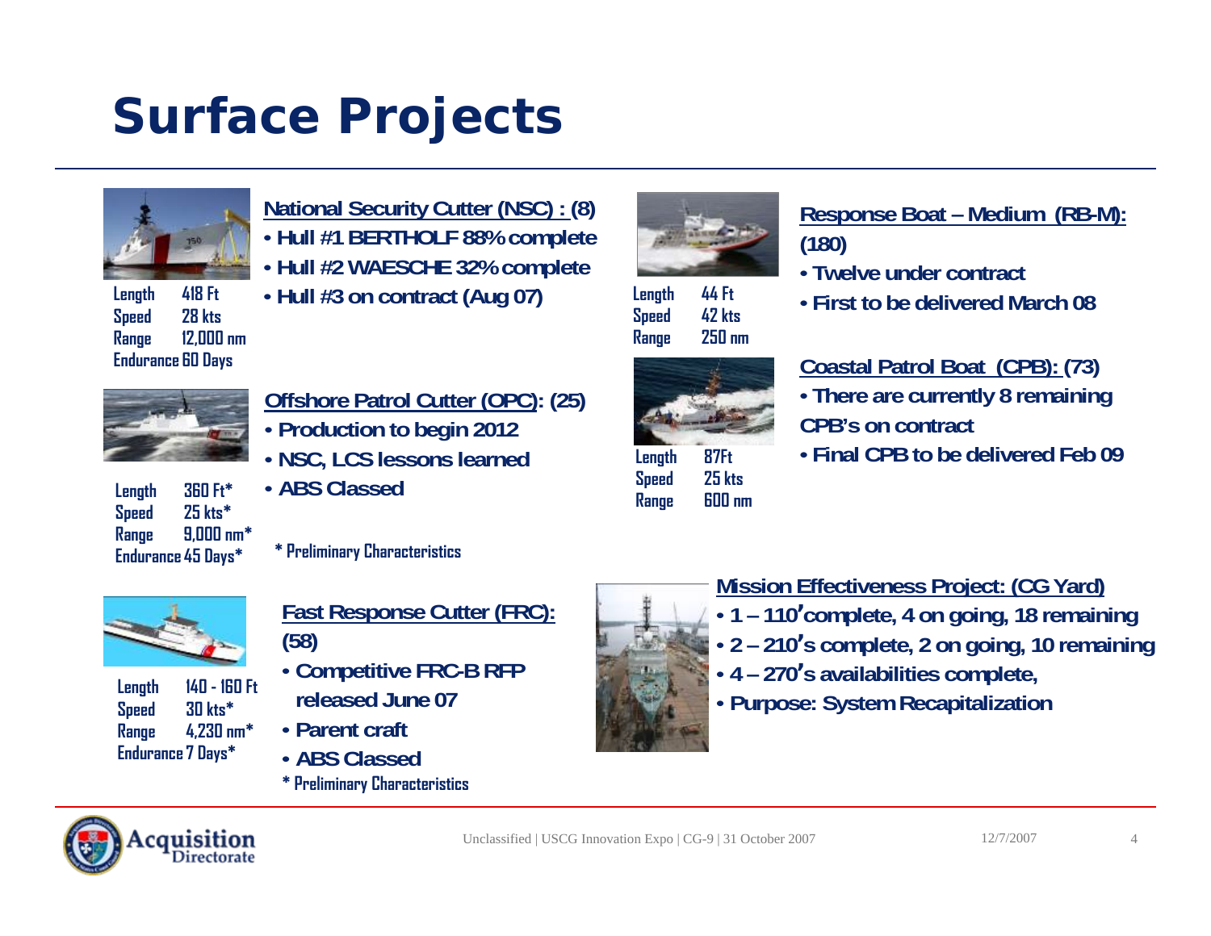# Surface Projects

**National Security Cutter (NSC) : (8)**

- Hull #1 BERTHOLF 88% complete
- Hull #2 WAESCHE 32% complete
- Hull #3 on contract (Aug 07)

Length 418 Ft
Speed 28 kts
Range 12,000 nm
Endurance 60 Days

**Offshore Patrol Cutter (OPC): (25)**

- Production to begin 2012
- NSC, LCS lessons learned
- ABS Classed

Length 360 Ft*
Speed 25 kts*
Range 9,000 nm*
Endurance 45 Days*

\* Preliminary Characteristics

**Fast Response Cutter (FRC): (58)**

- Competitive FRC-B RFP released June 07
- Parent craft
- ABS Classed

\* Preliminary Characteristics

Length 140 - 160 Ft
Speed 30 kts*
Range 4,230 nm*
Endurance 7 Days*

**Response Boat – Medium (RB-M): (180)**

- Twelve under contract
- First to be delivered March 08

Length 44 Ft
Speed 42 kts
Range 250 nm

**Coastal Patrol Boat (CPB): (73)**

- There are currently 8 remaining CPB's on contract
- Final CPB to be delivered Feb 09

Length 87Ft
Speed 25 kts
Range 600 nm

**Mission Effectiveness Project: (CG Yard)**

- 1 – 110' complete, 4 on going, 18 remaining
- 2 – 210's complete, 2 on going, 10 remaining
- 4 – 270's availabilities complete,
- Purpose: System Recapitalization

Unclassified | USCG Innovation Expo | CG-9 | 31 October 2007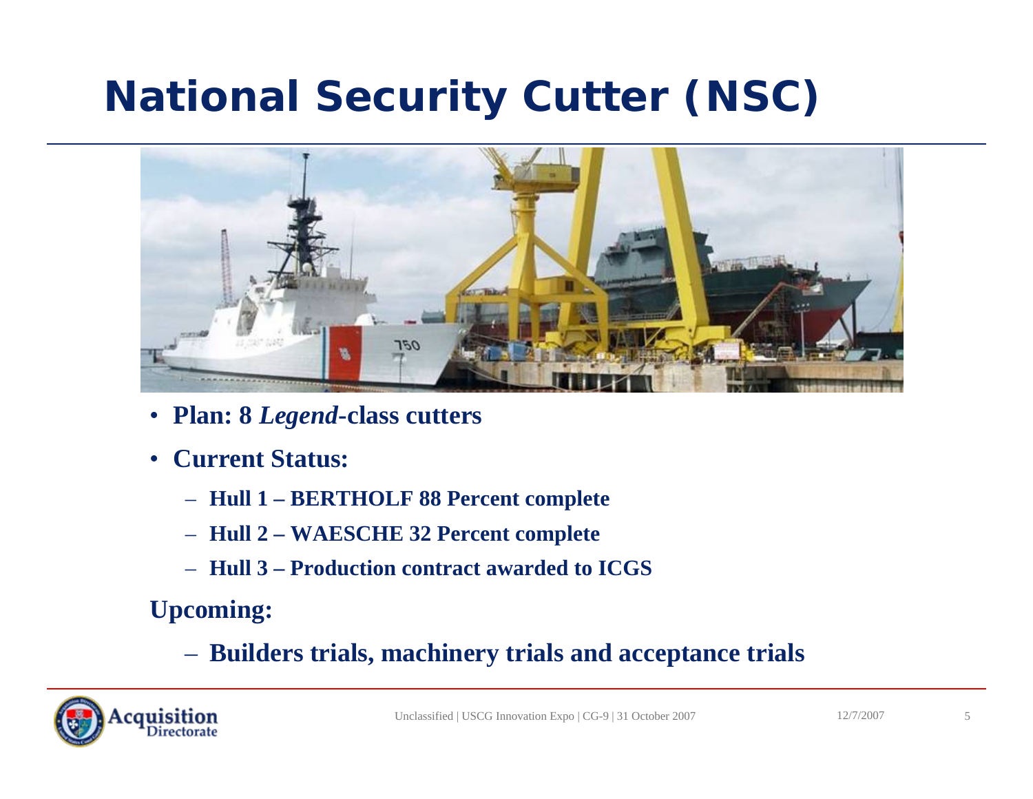# National Security Cutter (NSC)

- **Plan: 8 *Legend*-class cutters**
- **Current Status:**
  - **Hull 1 – BERTHOLF 88 Percent complete**
  - **Hull 2 – WAESCHE 32 Percent complete**
  - **Hull 3 – Production contract awarded to ICGS**

**Upcoming:**

- **Builders trials, machinery trials and acceptance trials**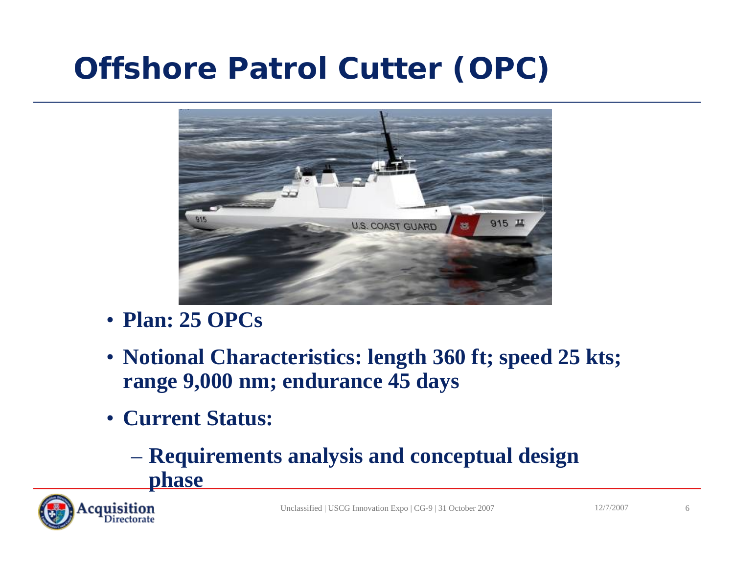# Offshore Patrol Cutter (OPC)

- **Plan: 25 OPCs**
- **Notional Characteristics: length 360 ft; speed 25 kts; range 9,000 nm; endurance 45 days**
- **Current Status:**
  - **Requirements analysis and conceptual design phase**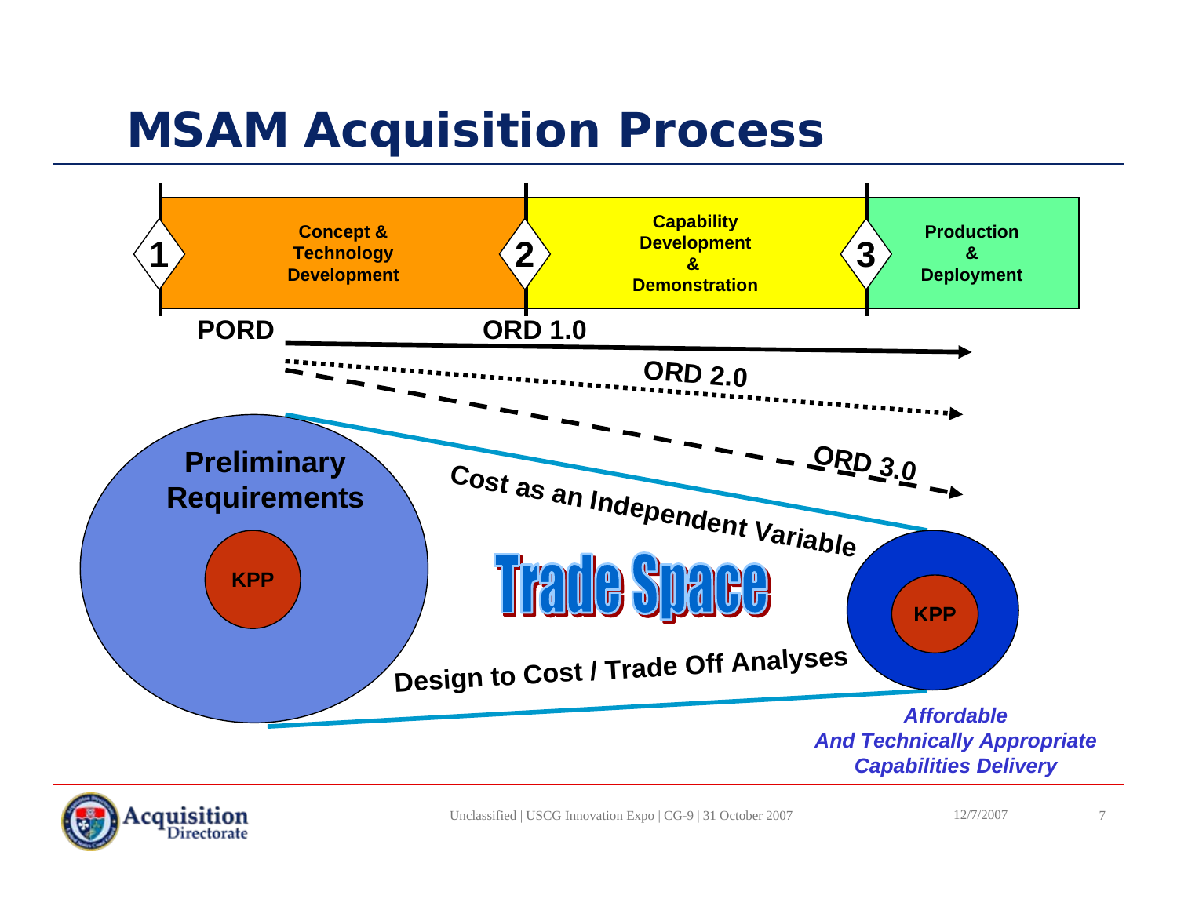# MSAM Acquisition Process

1 Concept & Technology Development

2 Capability Development & Demonstration

3 Production & Deployment

PORD

ORD 1.0

ORD 2.0

ORD 3.0

Preliminary Requirements

KPP

Cost as an Independent Variable

Trade Space

Design to Cost / Trade Off Analyses

KPP

*Affordable And Technically Appropriate Capabilities Delivery*

Unclassified | USCG Innovation Expo | CG-9 | 31 October 2007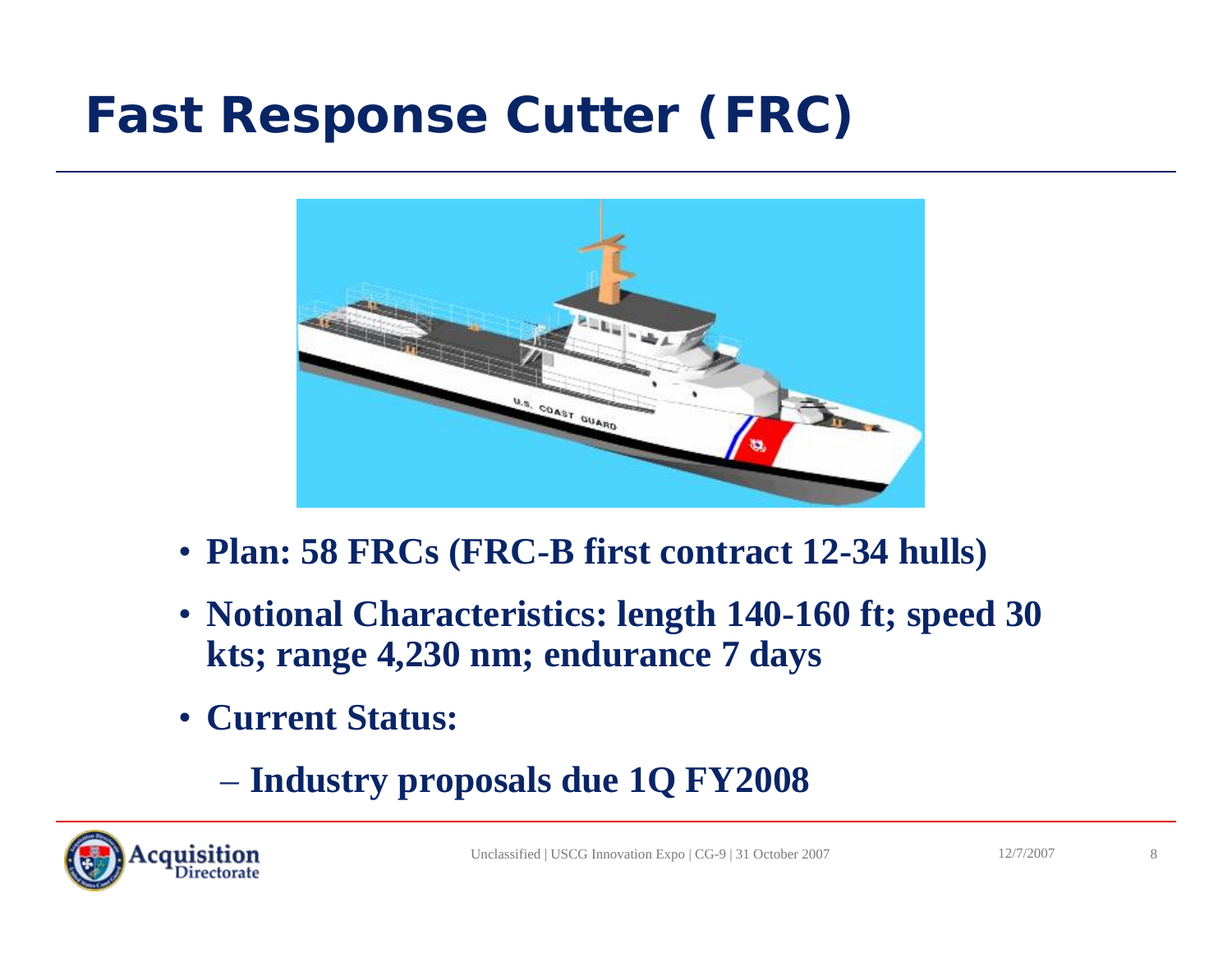# Fast Response Cutter (FRC)

- **Plan: 58 FRCs (FRC-B first contract 12-34 hulls)**
- **Notional Characteristics: length 140-160 ft; speed 30 kts; range 4,230 nm; endurance 7 days**
- **Current Status:**
  - **Industry proposals due 1Q FY2008**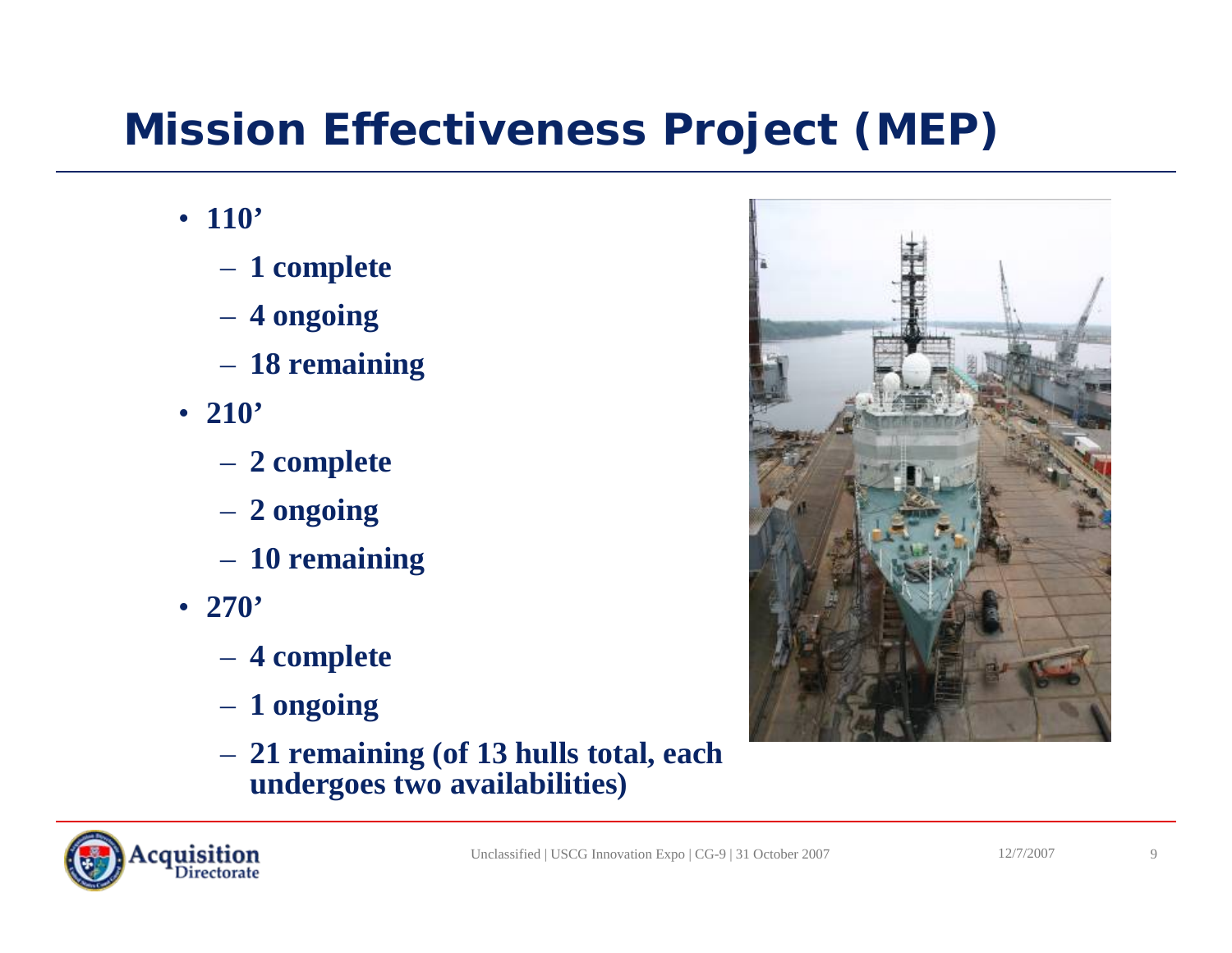# Mission Effectiveness Project (MEP)

- **110'**
  - **1 complete**
  - **4 ongoing**
  - **18 remaining**
- **210'**
  - **2 complete**
  - **2 ongoing**
  - **10 remaining**
- **270'**
  - **4 complete**
  - **1 ongoing**
  - **21 remaining (of 13 hulls total, each undergoes two availabilities)**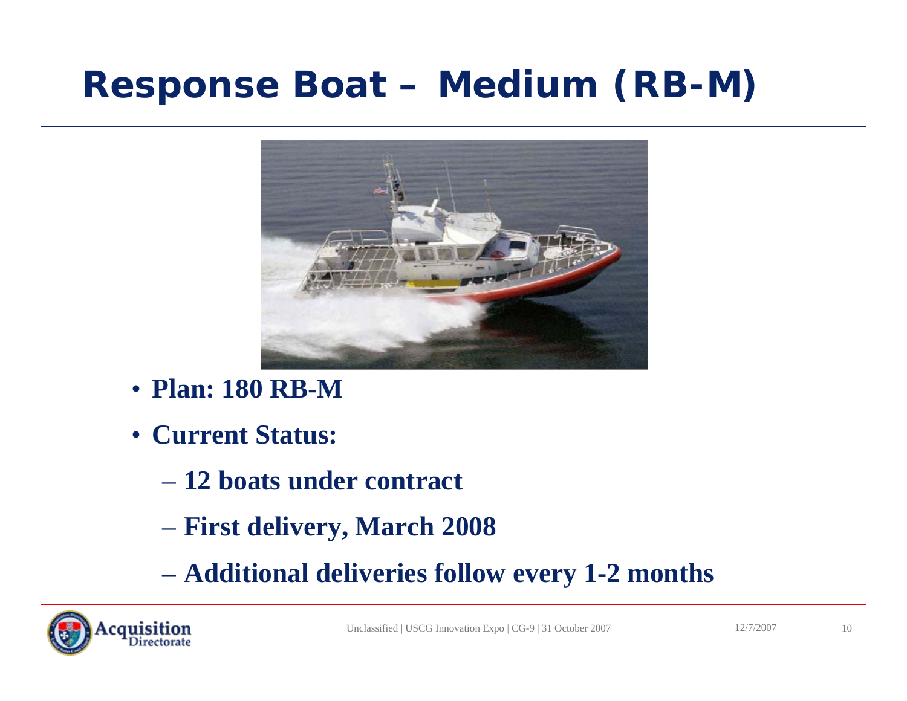# Response Boat – Medium (RB-M)

- **Plan: 180 RB-M**
- **Current Status:**
  - **12 boats under contract**
  - **First delivery, March 2008**
  - **Additional deliveries follow every 1-2 months**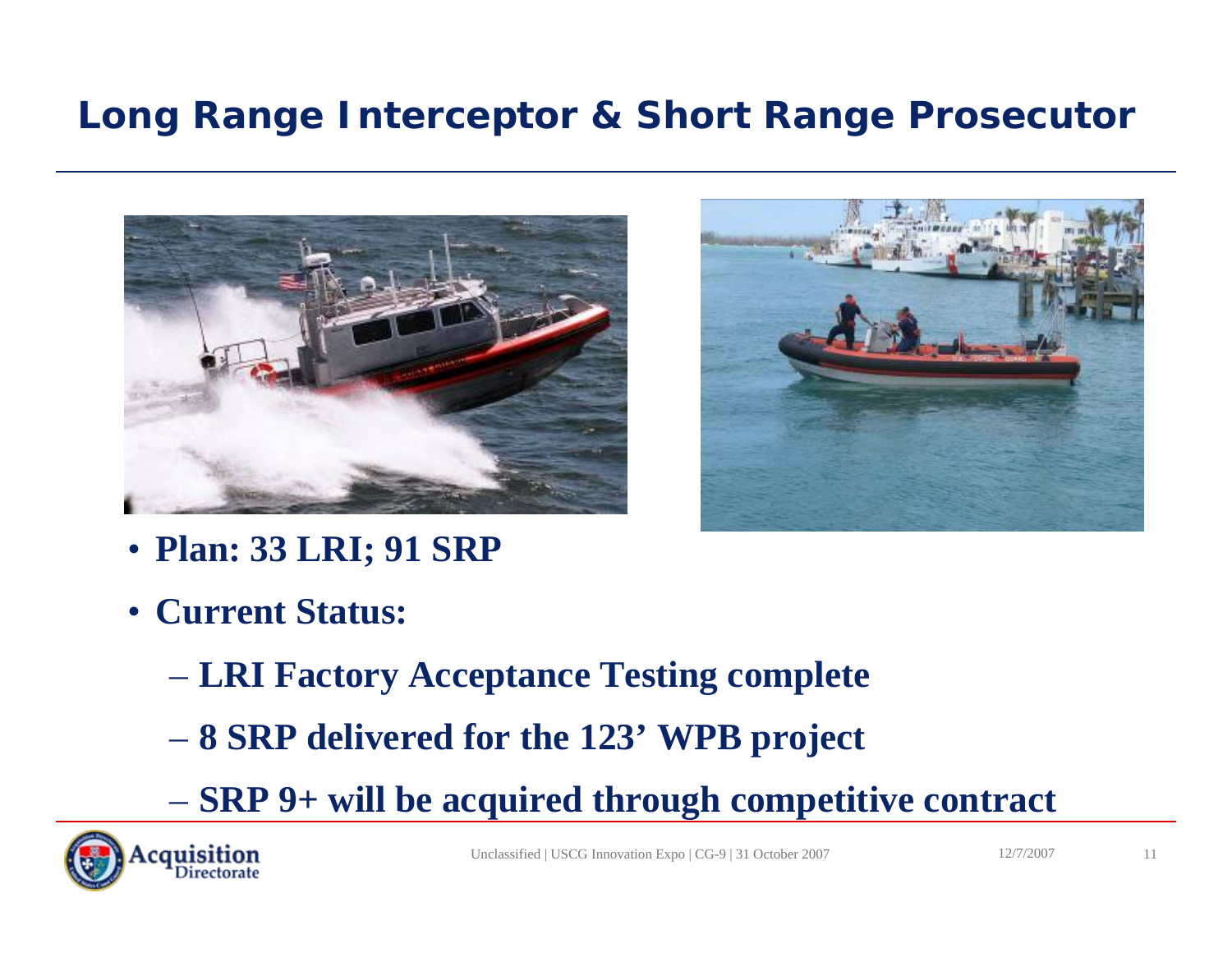# Long Range Interceptor & Short Range Prosecutor

- **Plan: 33 LRI; 91 SRP**
- **Current Status:**
  - **LRI Factory Acceptance Testing complete**
  - **8 SRP delivered for the 123' WPB project**
  - **SRP 9+ will be acquired through competitive contract**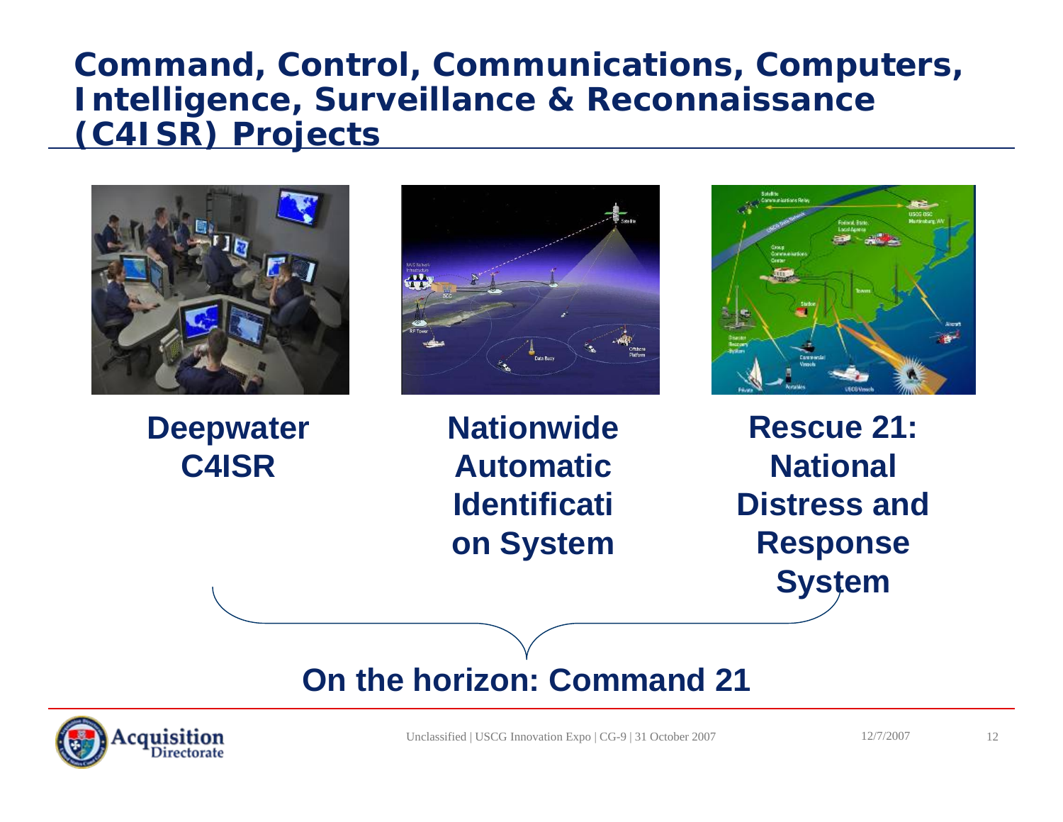# Command, Control, Communications, Computers, Intelligence, Surveillance & Reconnaissance (C4ISR) Projects

**Deepwater C4ISR**

**Nationwide Automatic Identification System**

**Rescue 21: National Distress and Response System**

**On the horizon: Command 21**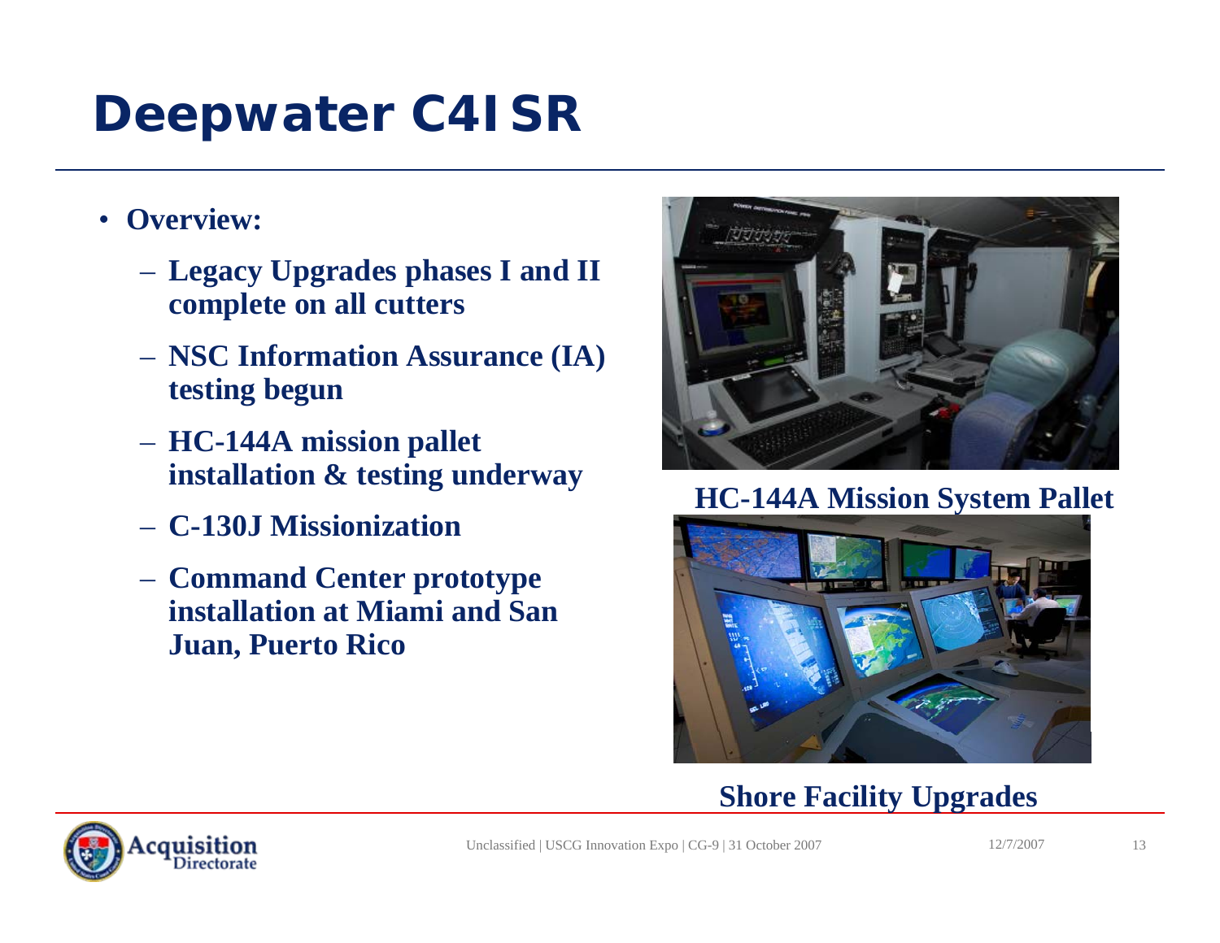# Deepwater C4ISR

- **Overview:**
  - **Legacy Upgrades phases I and II complete on all cutters**
  - **NSC Information Assurance (IA) testing begun**
  - **HC-144A mission pallet installation & testing underway**
  - **C-130J Missionization**
  - **Command Center prototype installation at Miami and San Juan, Puerto Rico**

**HC-144A Mission System Pallet**

**Shore Facility Upgrades**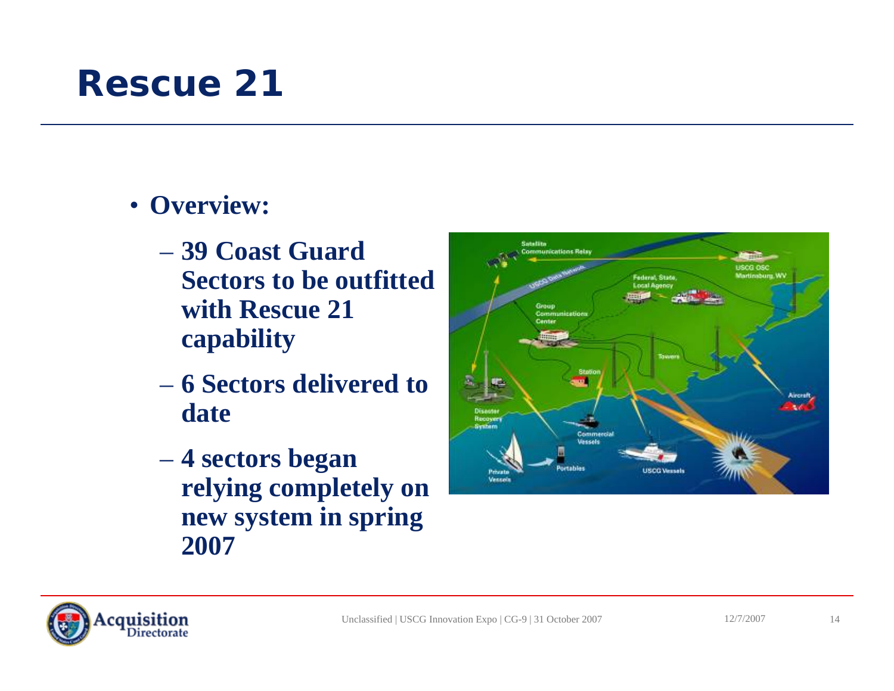# Rescue 21

- **Overview:**
  - **39 Coast Guard Sectors to be outfitted with Rescue 21 capability**
  - **6 Sectors delivered to date**
  - **4 sectors began relying completely on new system in spring 2007**

Satellite Communications Relay
USCG Data Network
USCG OSC Martinsburg, WV
Federal, State, Local Agency
Group Communications Center
Towers
Station
Aircraft
Disaster Recovery System
Commercial Vessels
Private Vessels
Portables
USCG Vessels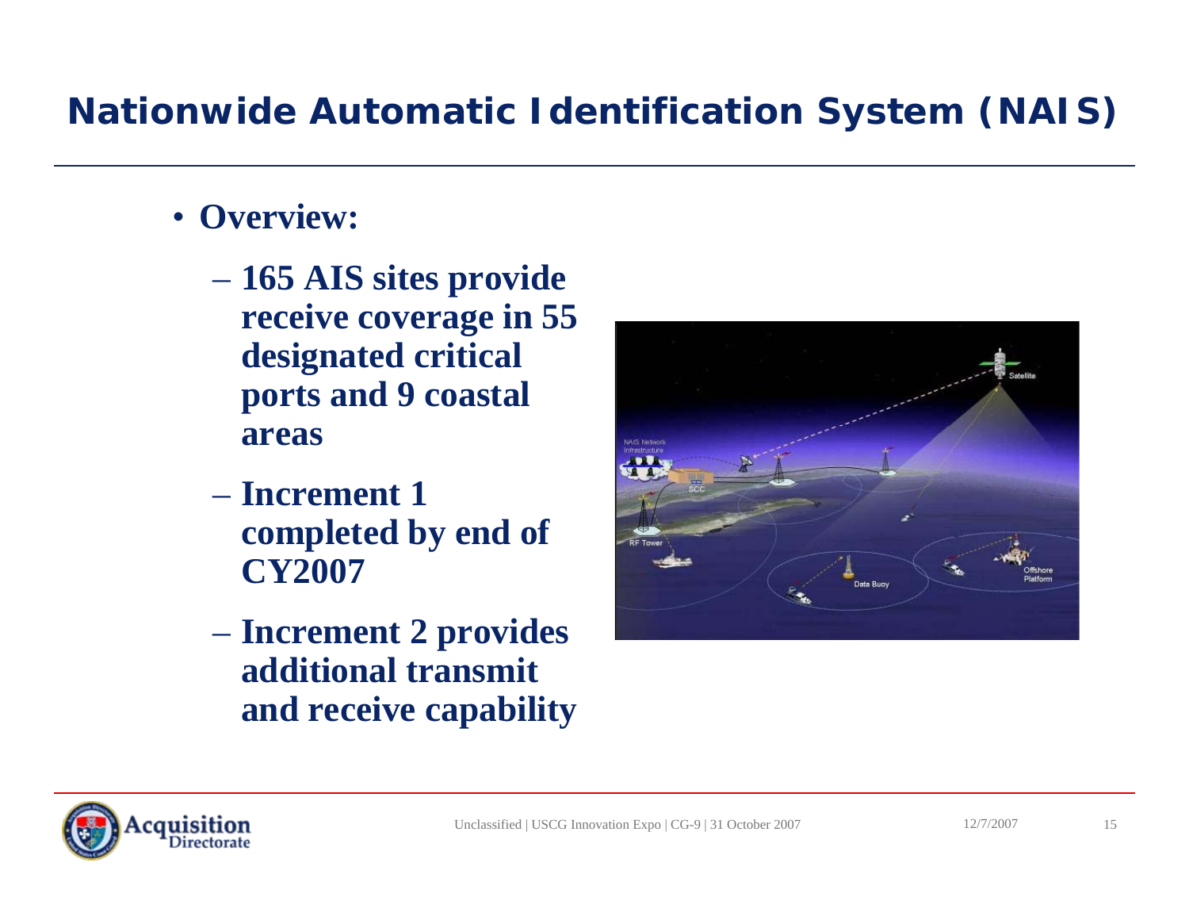# Nationwide Automatic Identification System (NAIS)

- **Overview:**
  - **165 AIS sites provide receive coverage in 55 designated critical ports and 9 coastal areas**
  - **Increment 1 completed by end of CY2007**
  - **Increment 2 provides additional transmit and receive capability**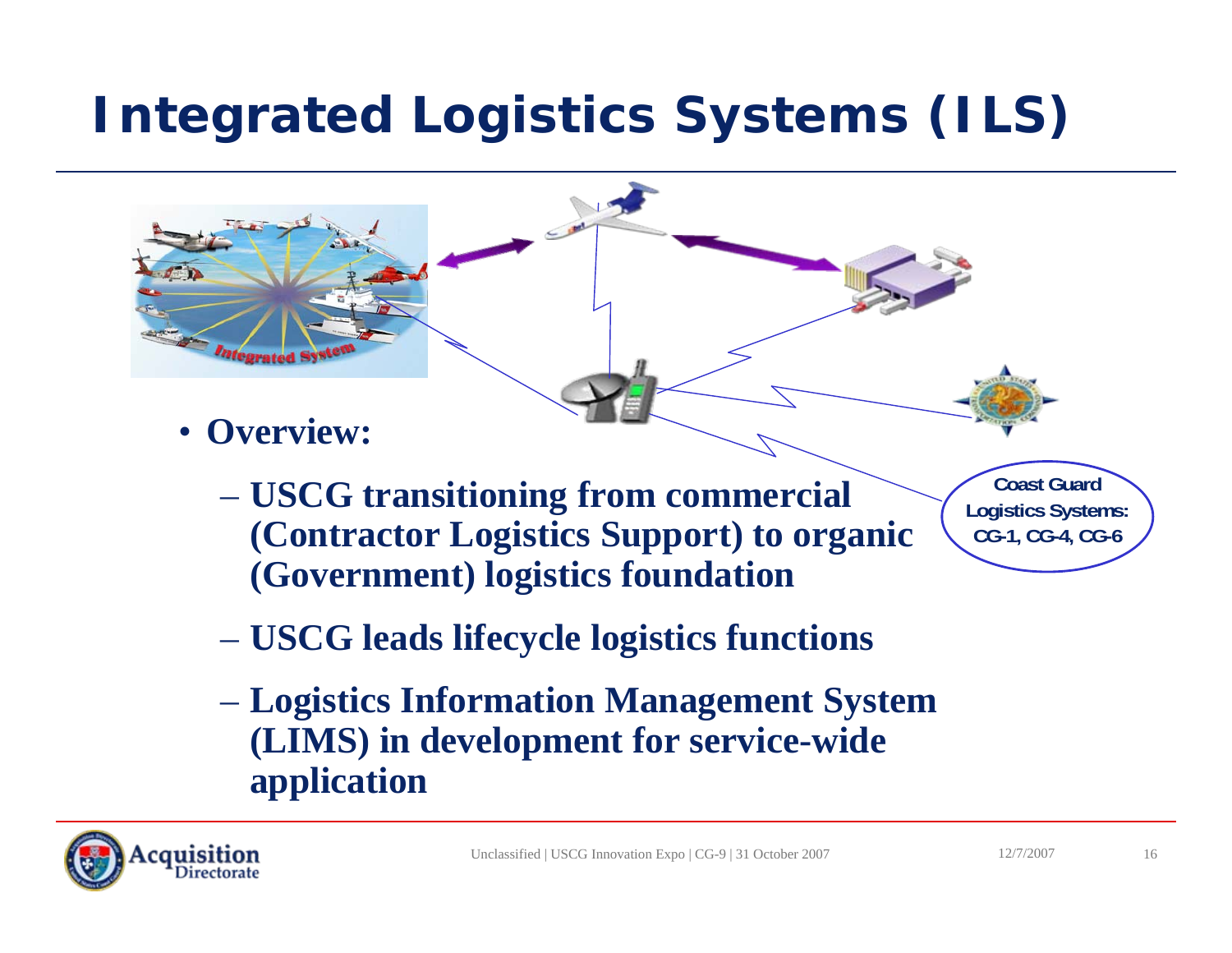# Integrated Logistics Systems (ILS)

Integrated System

Coast Guard Logistics Systems: CG-1, CG-4, CG-6

- **Overview:**
  - **USCG transitioning from commercial (Contractor Logistics Support) to organic (Government) logistics foundation**
  - **USCG leads lifecycle logistics functions**
  - **Logistics Information Management System (LIMS) in development for service-wide application**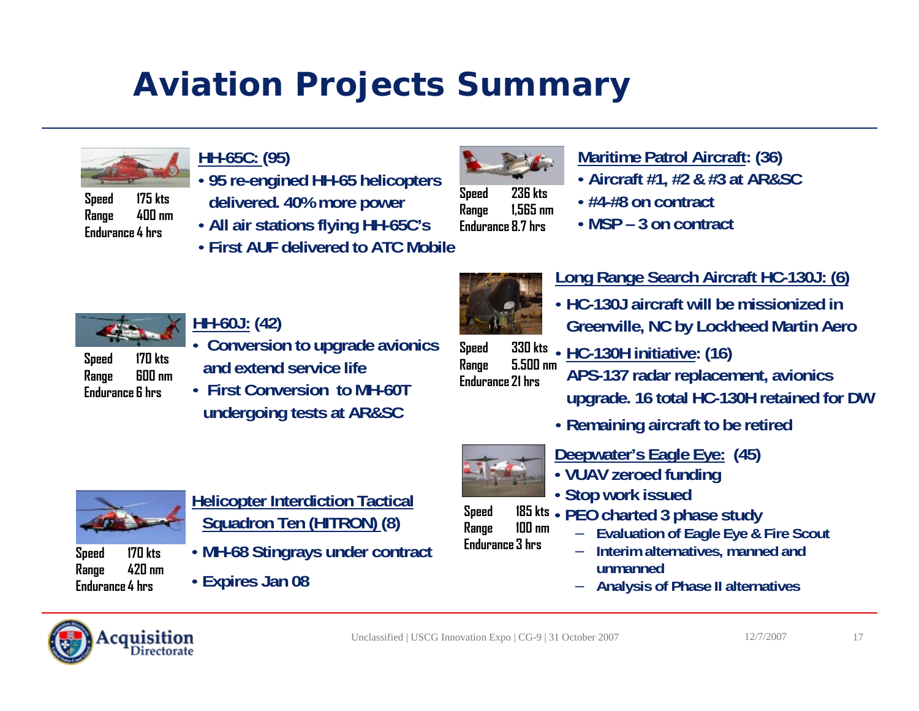# Aviation Projects Summary

**HH-65C: (95)**
- 95 re-engined HH-65 helicopters delivered. 40% more power
- All air stations flying HH-65C's
- First AUF delivered to ATC Mobile

Speed 175 kts
Range 400 nm
Endurance 4 hrs

**Maritime Patrol Aircraft: (36)**
- Aircraft #1, #2 & #3 at AR&SC
- #4-#8 on contract
- MSP – 3 on contract

Speed 236 kts
Range 1,565 nm
Endurance 8.7 hrs

**HH-60J: (42)**
- Conversion to upgrade avionics and extend service life
- First Conversion to MH-60T undergoing tests at AR&SC

Speed 170 kts
Range 600 nm
Endurance 6 hrs

**Long Range Search Aircraft HC-130J: (6)**
- HC-130J aircraft will be missionized in Greenville, NC by Lockheed Martin Aero
- HC-130H initiative: (16) APS-137 radar replacement, avionics upgrade. 16 total HC-130H retained for DW
- Remaining aircraft to be retired

Speed 330 kts
Range 5.500 nm
Endurance 21 hrs

**Helicopter Interdiction Tactical Squadron Ten (HITRON) (8)**
- MH-68 Stingrays under contract
- Expires Jan 08

Speed 170 kts
Range 420 nm
Endurance 4 hrs

**Deepwater's Eagle Eye: (45)**
- VUAV zeroed funding
- Stop work issued
- PEO charted 3 phase study
  - Evaluation of Eagle Eye & Fire Scout
  - Interim alternatives, manned and unmanned
  - Analysis of Phase II alternatives

Speed 185 kts
Range 100 nm
Endurance 3 hrs

Unclassified | USCG Innovation Expo | CG-9 | 31 October 2007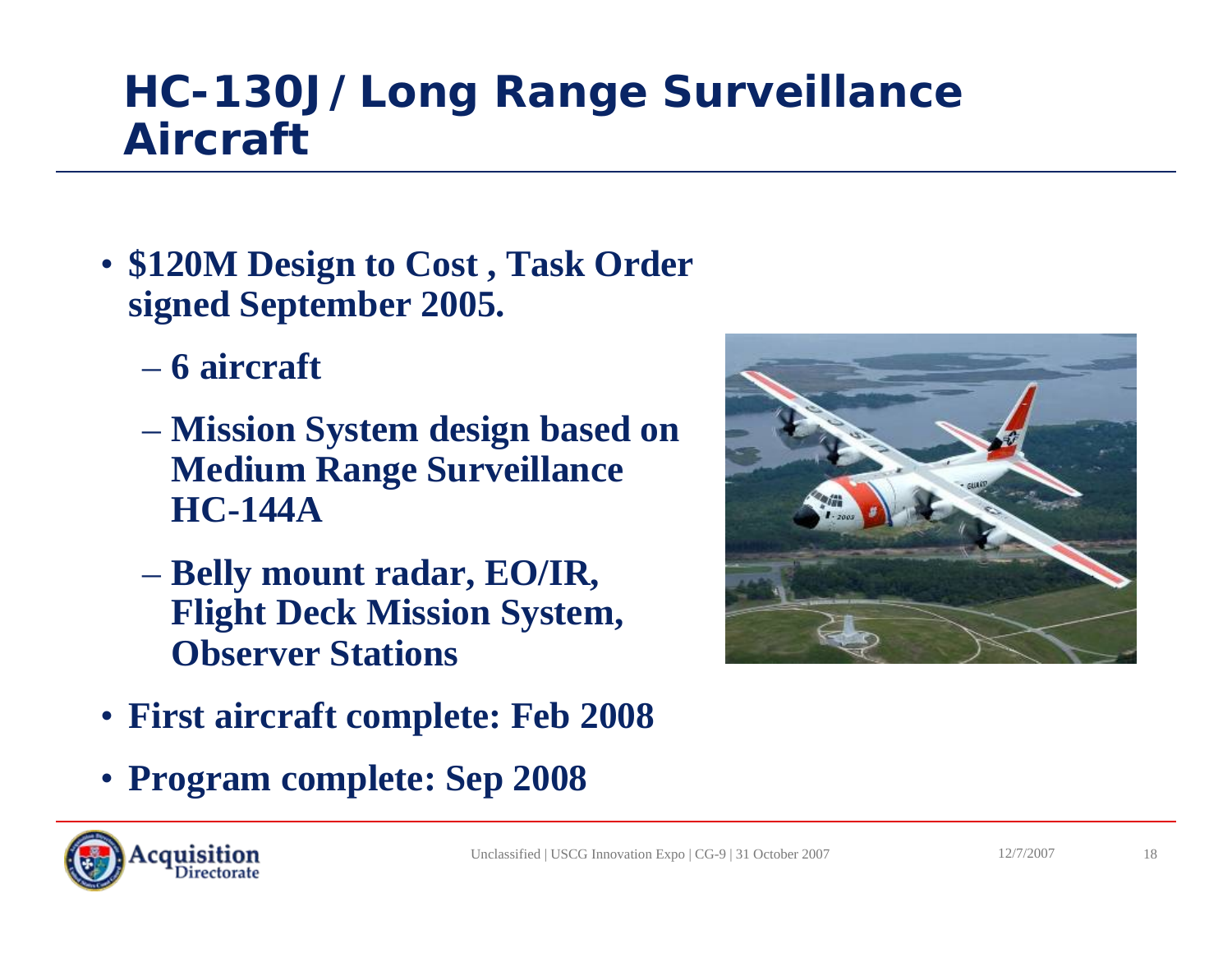# HC-130J / Long Range Surveillance Aircraft

- **$120M Design to Cost , Task Order signed September 2005.**
  - **6 aircraft**
  - **Mission System design based on Medium Range Surveillance HC-144A**
  - **Belly mount radar, EO/IR, Flight Deck Mission System, Observer Stations**
- **First aircraft complete: Feb 2008**
- **Program complete: Sep 2008**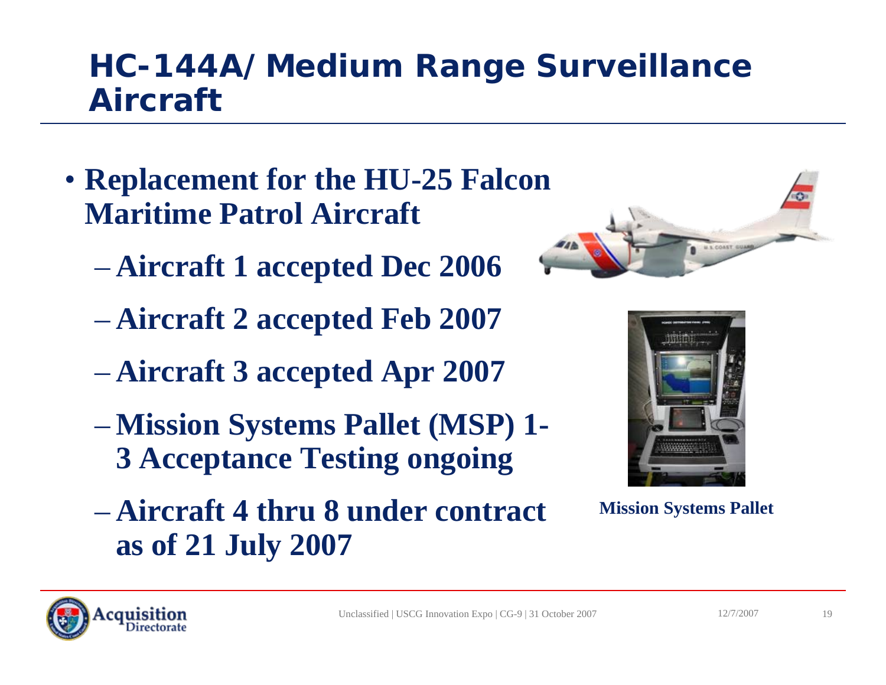# HC-144A/ Medium Range Surveillance Aircraft

- **Replacement for the HU-25 Falcon Maritime Patrol Aircraft**
  - **Aircraft 1 accepted Dec 2006**
  - **Aircraft 2 accepted Feb 2007**
  - **Aircraft 3 accepted Apr 2007**
  - **Mission Systems Pallet (MSP) 1-3 Acceptance Testing ongoing**
  - **Aircraft 4 thru 8 under contract as of 21 July 2007**

**Mission Systems Pallet**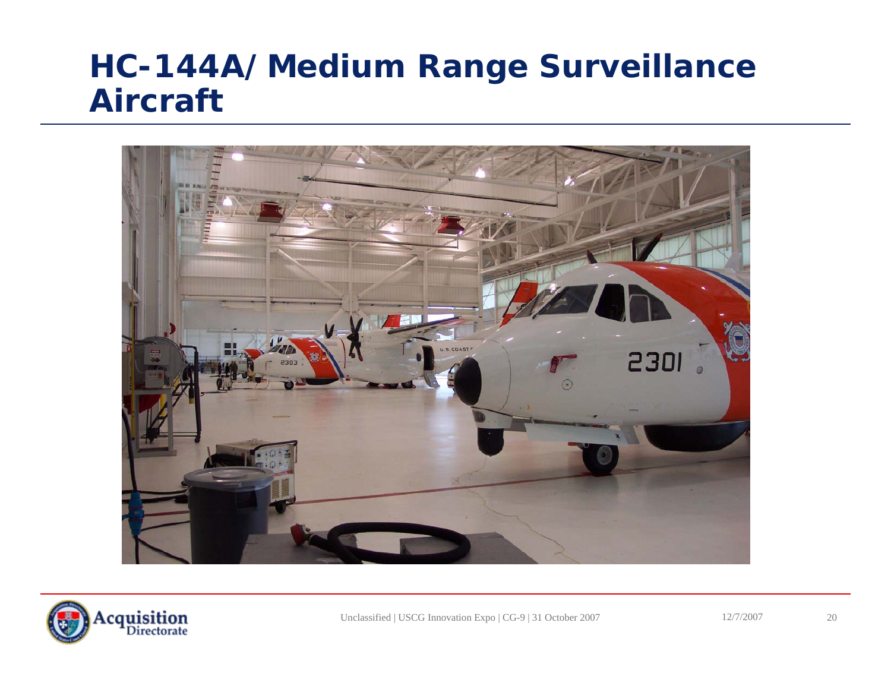# HC-144A/ Medium Range Surveillance Aircraft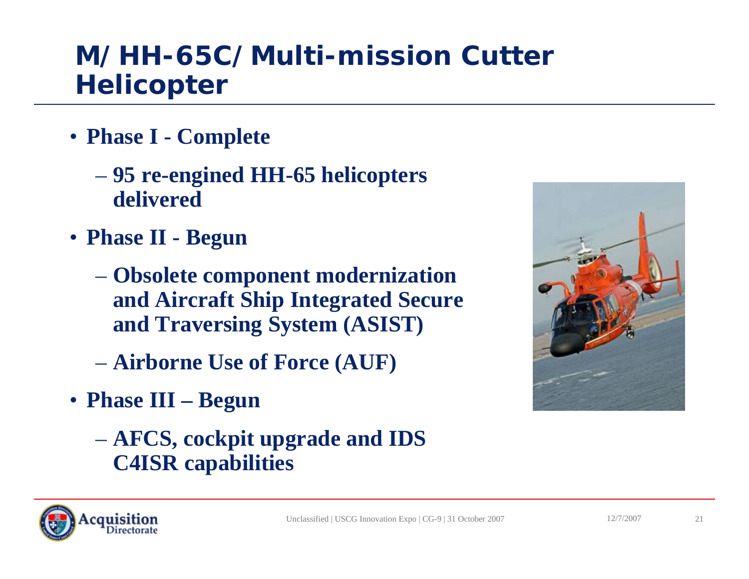# M/HH-65C/Multi-mission Cutter Helicopter

- **Phase I - Complete**
  - **95 re-engined HH-65 helicopters delivered**
- **Phase II - Begun**
  - **Obsolete component modernization and Aircraft Ship Integrated Secure and Traversing System (ASIST)**
  - **Airborne Use of Force (AUF)**
- **Phase III – Begun**
  - **AFCS, cockpit upgrade and IDS C4ISR capabilities**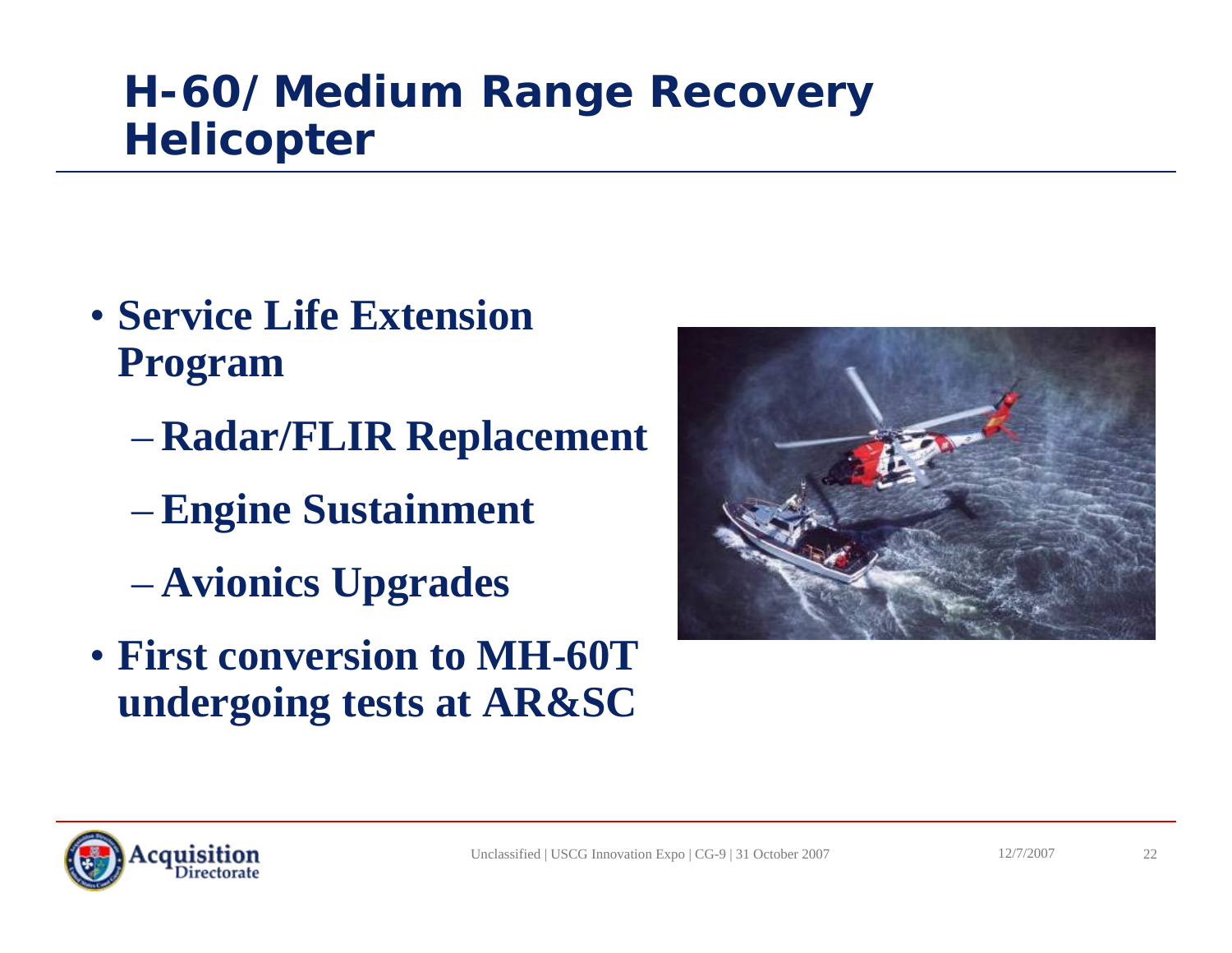# H-60/ Medium Range Recovery Helicopter

- **Service Life Extension Program**
  - **Radar/FLIR Replacement**
  - **Engine Sustainment**
  - **Avionics Upgrades**
- **First conversion to MH-60T undergoing tests at AR&SC**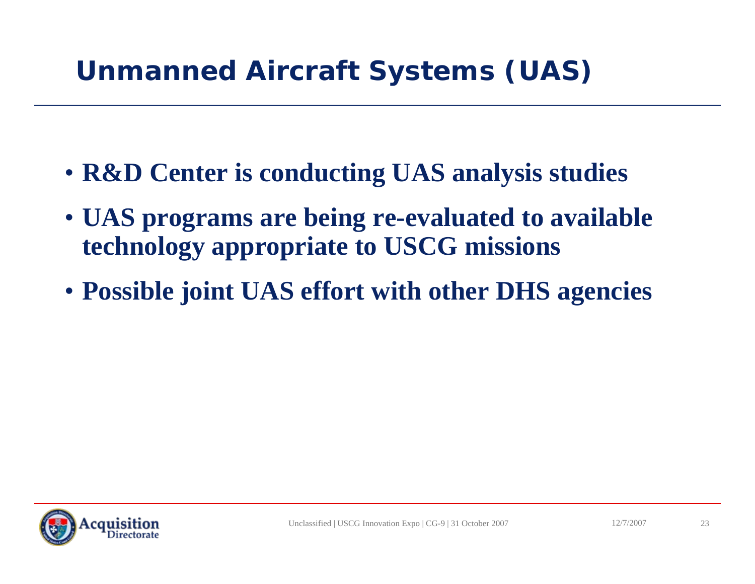# Unmanned Aircraft Systems (UAS)

- **R&D Center is conducting UAS analysis studies**
- **UAS programs are being re-evaluated to available technology appropriate to USCG missions**
- **Possible joint UAS effort with other DHS agencies**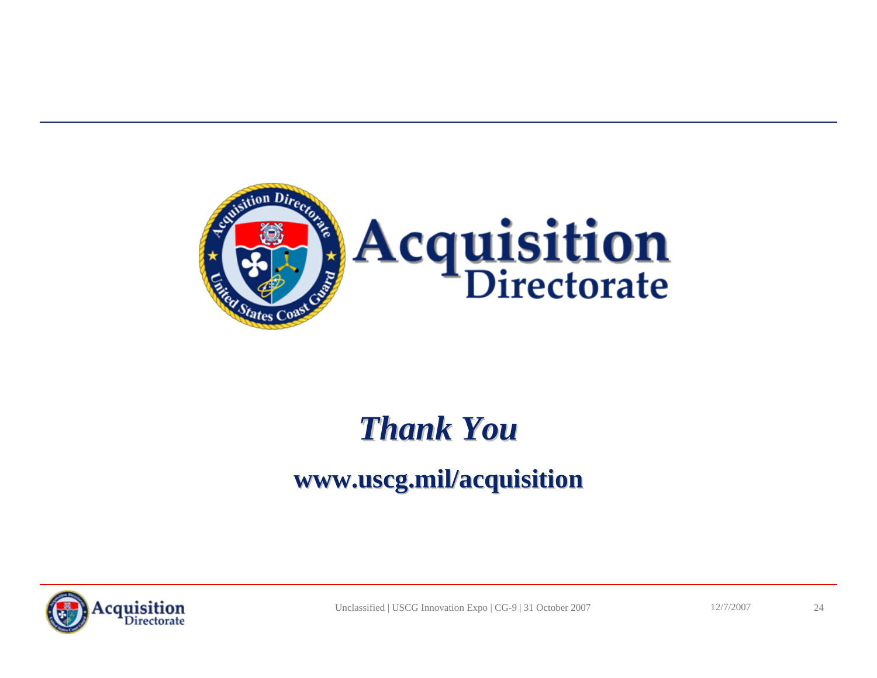# *Thank You*

**www.uscg.mil/acquisition**